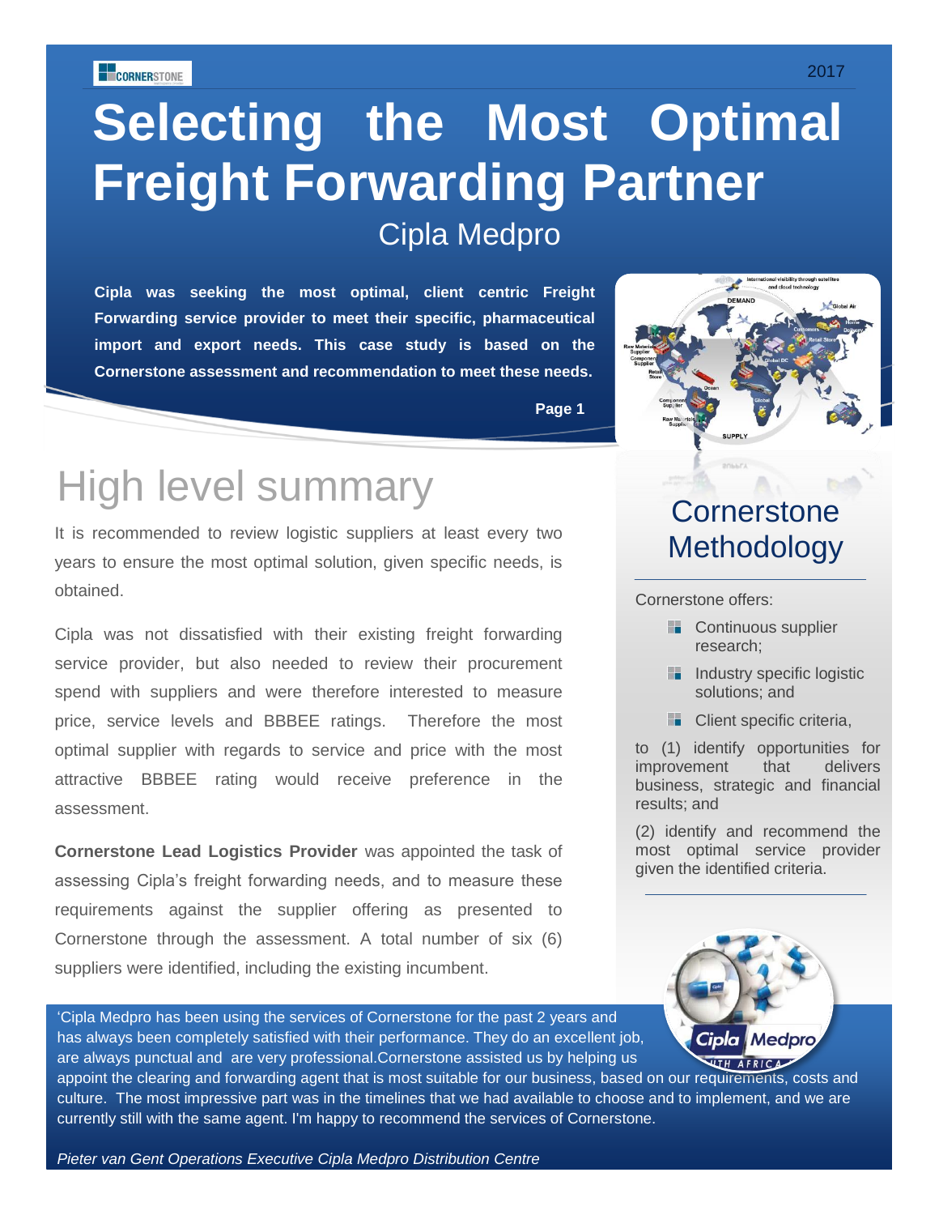# Selecting the Most Optimal Freight Forwarding Partner

## Cipla Medpro

**Cipla was seeking the most optimal, client centric Freight Forwarding service provider to meet their specific, pharmaceutical import and export needs. This case study is based on the Cornerstone assessment and recommendation to meet these needs.**

## High level summary

It is recommended to review logistic suppliers at least every two years to ensure the most optimal solution, given specific needs, is obtained.

Cipla was not dissatisfied with their existing freight forwarding service provider, but also needed to review their procurement spend with suppliers and were therefore interested to measure price, service levels and BBBEE ratings. Therefore the most optimal supplier with regards to service and price with the most attractive BBBEE rating would receive preference in the assessment.

**Cornerstone Lead Logistics Provider** was appointed the task of assessing Cipla's freight forwarding needs, and to measure these requirements against the supplier offering as presented to Cornerstone through the assessment. A total number of six (6) suppliers were identified, including the existing incumbent.

## Cornerstone Methodology

Cornerstone offers:

- Continuous supplier research;
- Industry specific logistic solutions; and
- Client specific criteria,

to (1) identify opportunities for improvement that delivers business, strategic and financial results; and

(2) identify and recommend the most optimal service provider given the identified criteria.

'Cipla Medpro has been using the services of Cornerstone for the past 2 years and has always been completely satisfied with their performance. They do an excellent job, are always punctual and are very professional.Cornerstone assisted us by helping us appoint the clearing and forwarding agent that is most suitable for our business, based on our requirements, costs and culture. The most impressive part was in the timelines that we had available to choose and to implement, and we are currently still with the same agent. I'm happy to recommend the services of Cornerstone.

*Pieter van Gent Operations Executive Cipla Medpro Distribution Centre*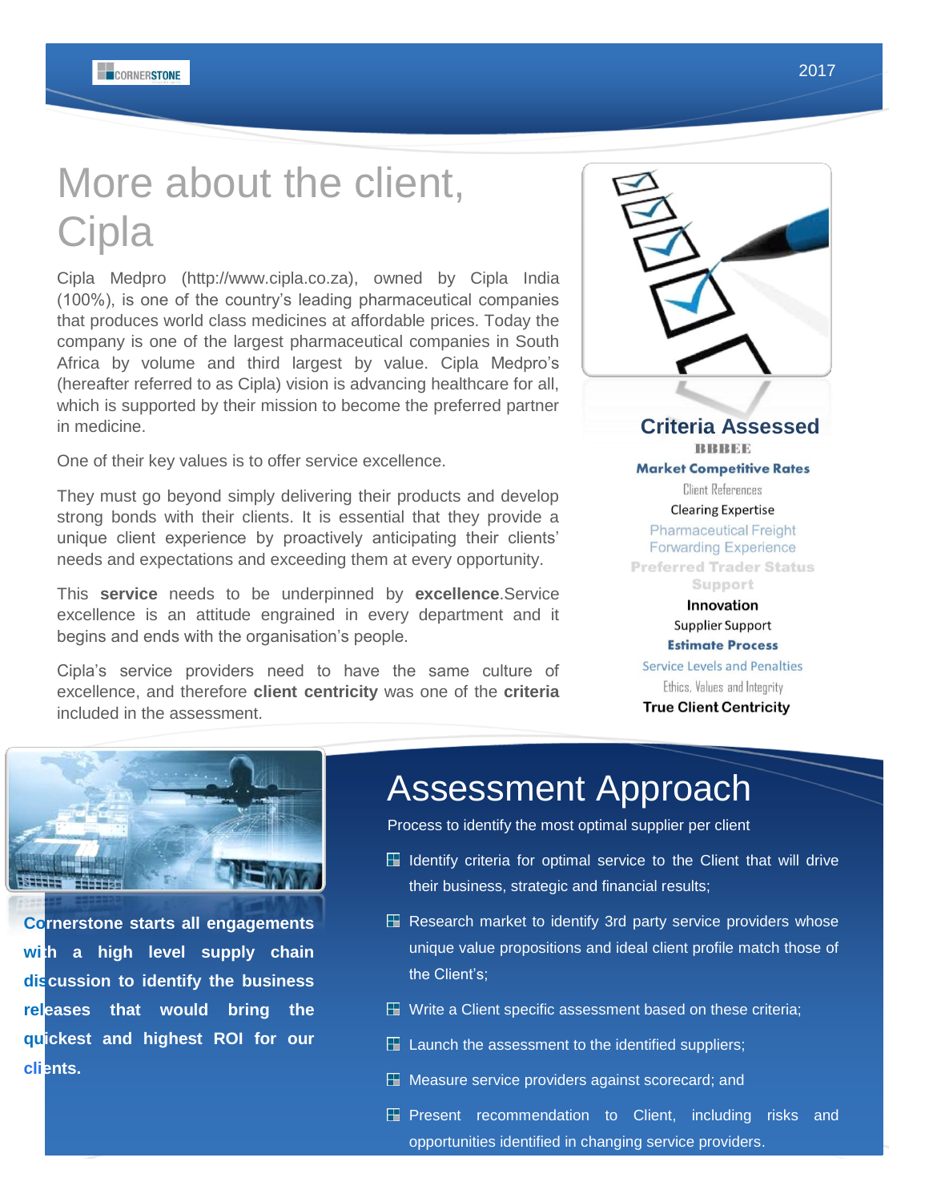# More about the client, Cipla

Cipla Medpro (http://www.cipla.co.za), owned by Cipla India (100%), is one of the country's leading pharmaceutical companies that produces world class medicines at affordable prices. Today the company is one of the largest pharmaceutical companies in South Africa by volume and third largest by value. Cipla Medpro's (hereafter referred to as Cipla) vision is advancing healthcare for all, which is supported by their mission to become the preferred partner in medicine.

One of their key values is to offer service excellence.

They must go beyond simply delivering their products and develop strong bonds with their clients. It is essential that they provide a unique client experience by proactively anticipating their clients' needs and expectations and exceeding them at every opportunity.

This **service** needs to be underpinned by **excellence**.Service excellence is an attitude engrained in every department and it begins and ends with the organisation's people.

Cipla's service providers need to have the same culture of excellence, and therefore **client centricity** was one of the **criteria** included in the assessment.

## Criteria Assessed

BBBEE
**Market Competitive Rates**
Client References
Clearing Expertise
Pharmaceutical Freight Forwarding Experience
**Preferred Trader Status Support**
**Innovation**
Supplier Support
**Estimate Process**
Service Levels and Penalties
Ethics, Values and Integrity
**True Client Centricity**

**Cornerstone starts all engagements with a high level supply chain discussion to identify the business releases that would bring the quickest and highest ROI for our clients.**

# Assessment Approach

Process to identify the most optimal supplier per client

- Identify criteria for optimal service to the Client that will drive their business, strategic and financial results;
- Research market to identify 3rd party service providers whose unique value propositions and ideal client profile match those of the Client's;
- Write a Client specific assessment based on these criteria;
- Launch the assessment to the identified suppliers;
- Measure service providers against scorecard; and
- Present recommendation to Client, including risks and opportunities identified in changing service providers.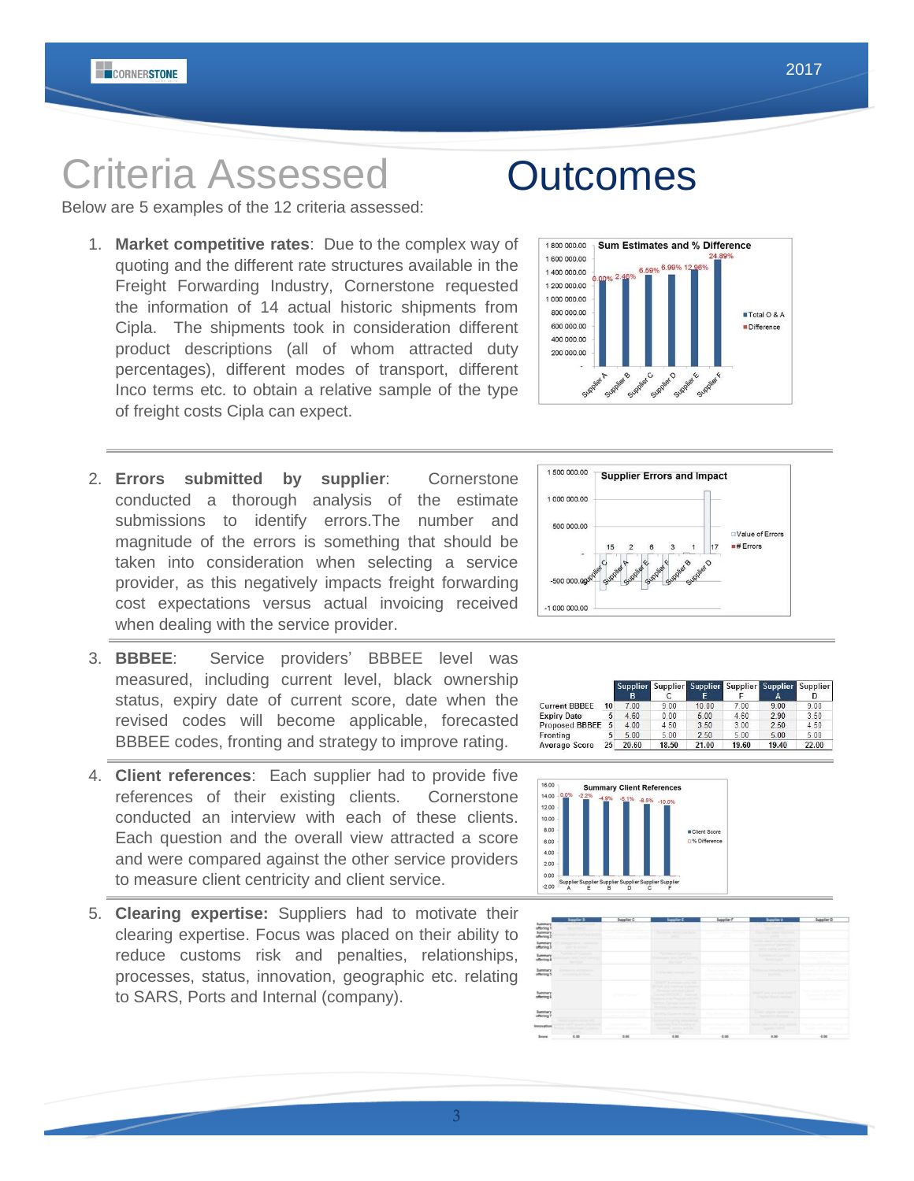# Criteria Assessed

# Outcomes

Below are 5 examples of the 12 criteria assessed:

1. **Market competitive rates**: Due to the complex way of quoting and the different rate structures available in the Freight Forwarding Industry, Cornerstone requested the information of 14 actual historic shipments from Cipla. The shipments took in consideration different product descriptions (all of whom attracted duty percentages), different modes of transport, different Inco terms etc. to obtain a relative sample of the type of freight costs Cipla can expect.

2. **Errors submitted by supplier**: Cornerstone conducted a thorough analysis of the estimate submissions to identify errors.The number and magnitude of the errors is something that should be taken into consideration when selecting a service provider, as this negatively impacts freight forwarding cost expectations versus actual invoicing received when dealing with the service provider.

3. **BBBEE**: Service providers' BBBEE level was measured, including current level, black ownership status, expiry date of current score, date when the revised codes will become applicable, forecasted BBBEE codes, fronting and strategy to improve rating.

|  |  | Supplier B | Supplier C | Supplier E | Supplier F | Supplier A | Supplier D |
|---|---|---|---|---|---|---|---|
| Current BBBEE | 10 | 7.00 | 9.00 | 10.00 | 7.00 | 9.00 | 9.00 |
| Expiry Date | 5 | 4.60 | 0.00 | 5.00 | 4.60 | 2.90 | 3.50 |
| Proposed BBBEE | 5 | 4.00 | 4.50 | 3.50 | 3.00 | 2.50 | 4.50 |
| Fronting | 5 | 5.00 | 5.00 | 2.50 | 5.00 | 5.00 | 5.00 |
| Average Score | 25 | 20.60 | 18.50 | 21.00 | 19.60 | 19.40 | 22.00 |

4. **Client references**: Each supplier had to provide five references of their existing clients. Cornerstone conducted an interview with each of these clients. Each question and the overall view attracted a score and were compared against the other service providers to measure client centricity and client service.

5. **Clearing expertise:** Suppliers had to motivate their clearing expertise. Focus was placed on their ability to reduce customs risk and penalties, relationships, processes, status, innovation, geographic etc. relating to SARS, Ports and Internal (company).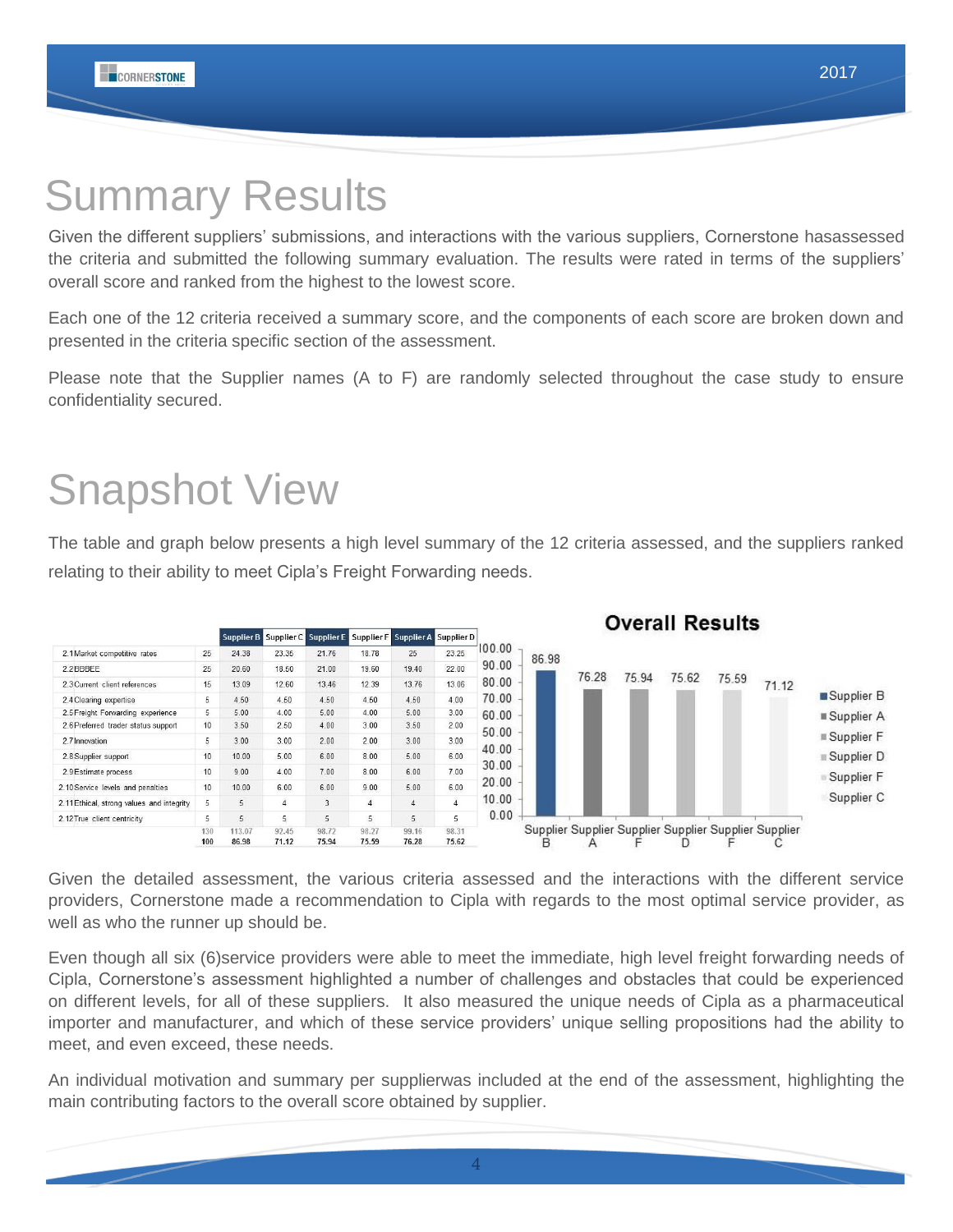# Summary Results

Given the different suppliers' submissions, and interactions with the various suppliers, Cornerstone hasassessed the criteria and submitted the following summary evaluation. The results were rated in terms of the suppliers' overall score and ranked from the highest to the lowest score.

Each one of the 12 criteria received a summary score, and the components of each score are broken down and presented in the criteria specific section of the assessment.

Please note that the Supplier names (A to F) are randomly selected throughout the case study to ensure confidentiality secured.

# Snapshot View

The table and graph below presents a high level summary of the 12 criteria assessed, and the suppliers ranked relating to their ability to meet Cipla's Freight Forwarding needs.

| | | Supplier B | Supplier C | Supplier E | Supplier F | Supplier A | Supplier D |
|---|---|---|---|---|---|---|---|
| 2.1 Market competitive rates | 25 | 24.38 | 23.35 | 21.76 | 18.78 | 25 | 23.25 |
| 2.2 BBBEE | 25 | 20.60 | 18.60 | 21.00 | 19.60 | 19.40 | 22.00 |
| 2.3 Current client references | 15 | 13.09 | 12.60 | 13.46 | 12.39 | 13.76 | 13.06 |
| 2.4 Clearing expertise | 5 | 4.50 | 4.50 | 4.50 | 4.50 | 4.50 | 4.00 |
| 2.5 Freight Forwarding experience | 5 | 5.00 | 4.00 | 5.00 | 4.00 | 5.00 | 3.00 |
| 2.6 Preferred trader status support | 10 | 3.50 | 2.50 | 4.00 | 3.00 | 3.50 | 2.00 |
| 2.7 Innovation | 5 | 3.00 | 3.00 | 2.00 | 2.00 | 3.00 | 3.00 |
| 2.8 Supplier support | 10 | 10.00 | 5.00 | 6.00 | 8.00 | 5.00 | 6.00 |
| 2.9 Estimate process | 10 | 9.00 | 4.00 | 7.00 | 8.00 | 6.00 | 7.00 |
| 2.10 Service levels and penalties | 10 | 10.00 | 6.00 | 6.00 | 9.00 | 5.00 | 6.00 |
| 2.11 Ethical, strong values and integrity | 5 | 5 | 4 | 3 | 4 | 4 | 4 |
| 2.12 True client centricity | 5 | 5 | 5 | 5 | 5 | 5 | 5 |
| | 130 | 113.07 | 92.45 | 98.72 | 98.27 | 99.16 | 98.31 |
| | 100 | 86.98 | 71.12 | 75.94 | 75.59 | 76.28 | 75.62 |

**Overall Results**

| Supplier | Score |
|---|---|
| Supplier B | 86.98 |
| Supplier A | 76.28 |
| Supplier F | 75.94 |
| Supplier D | 75.62 |
| Supplier F | 75.59 |
| Supplier C | 71.12 |

Given the detailed assessment, the various criteria assessed and the interactions with the different service providers, Cornerstone made a recommendation to Cipla with regards to the most optimal service provider, as well as who the runner up should be.

Even though all six (6)service providers were able to meet the immediate, high level freight forwarding needs of Cipla, Cornerstone's assessment highlighted a number of challenges and obstacles that could be experienced on different levels, for all of these suppliers. It also measured the unique needs of Cipla as a pharmaceutical importer and manufacturer, and which of these service providers' unique selling propositions had the ability to meet, and even exceed, these needs.

An individual motivation and summary per supplierwas included at the end of the assessment, highlighting the main contributing factors to the overall score obtained by supplier.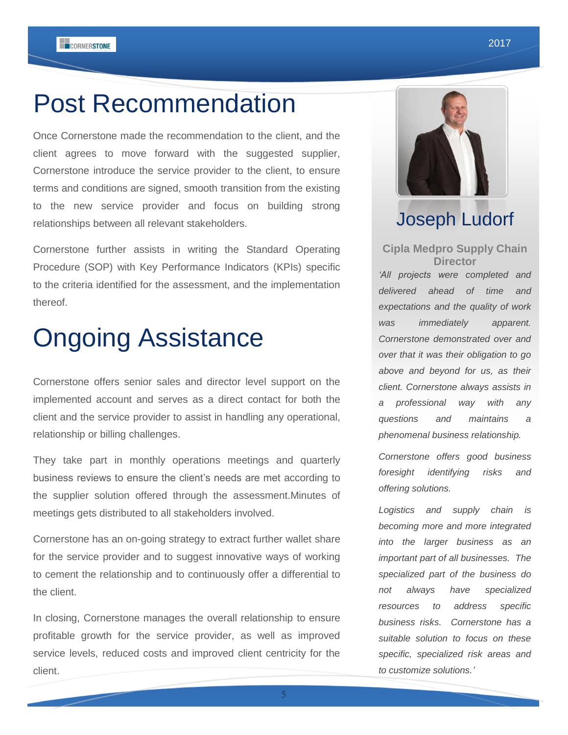# Post Recommendation

Once Cornerstone made the recommendation to the client, and the client agrees to move forward with the suggested supplier, Cornerstone introduce the service provider to the client, to ensure terms and conditions are signed, smooth transition from the existing to the new service provider and focus on building strong relationships between all relevant stakeholders.

Cornerstone further assists in writing the Standard Operating Procedure (SOP) with Key Performance Indicators (KPIs) specific to the criteria identified for the assessment, and the implementation thereof.

# Ongoing Assistance

Cornerstone offers senior sales and director level support on the implemented account and serves as a direct contact for both the client and the service provider to assist in handling any operational, relationship or billing challenges.

They take part in monthly operations meetings and quarterly business reviews to ensure the client's needs are met according to the supplier solution offered through the assessment.Minutes of meetings gets distributed to all stakeholders involved.

Cornerstone has an on-going strategy to extract further wallet share for the service provider and to suggest innovative ways of working to cement the relationship and to continuously offer a differential to the client.

In closing, Cornerstone manages the overall relationship to ensure profitable growth for the service provider, as well as improved service levels, reduced costs and improved client centricity for the client.

## Joseph Ludorf

**Cipla Medpro Supply Chain Director**

*'All projects were completed and delivered ahead of time and expectations and the quality of work was immediately apparent. Cornerstone demonstrated over and over that it was their obligation to go above and beyond for us, as their client. Cornerstone always assists in a professional way with any questions and maintains a phenomenal business relationship.*

*Cornerstone offers good business foresight identifying risks and offering solutions.*

*Logistics and supply chain is becoming more and more integrated into the larger business as an important part of all businesses. The specialized part of the business do not always have specialized resources to address specific business risks. Cornerstone has a suitable solution to focus on these specific, specialized risk areas and to customize solutions.'*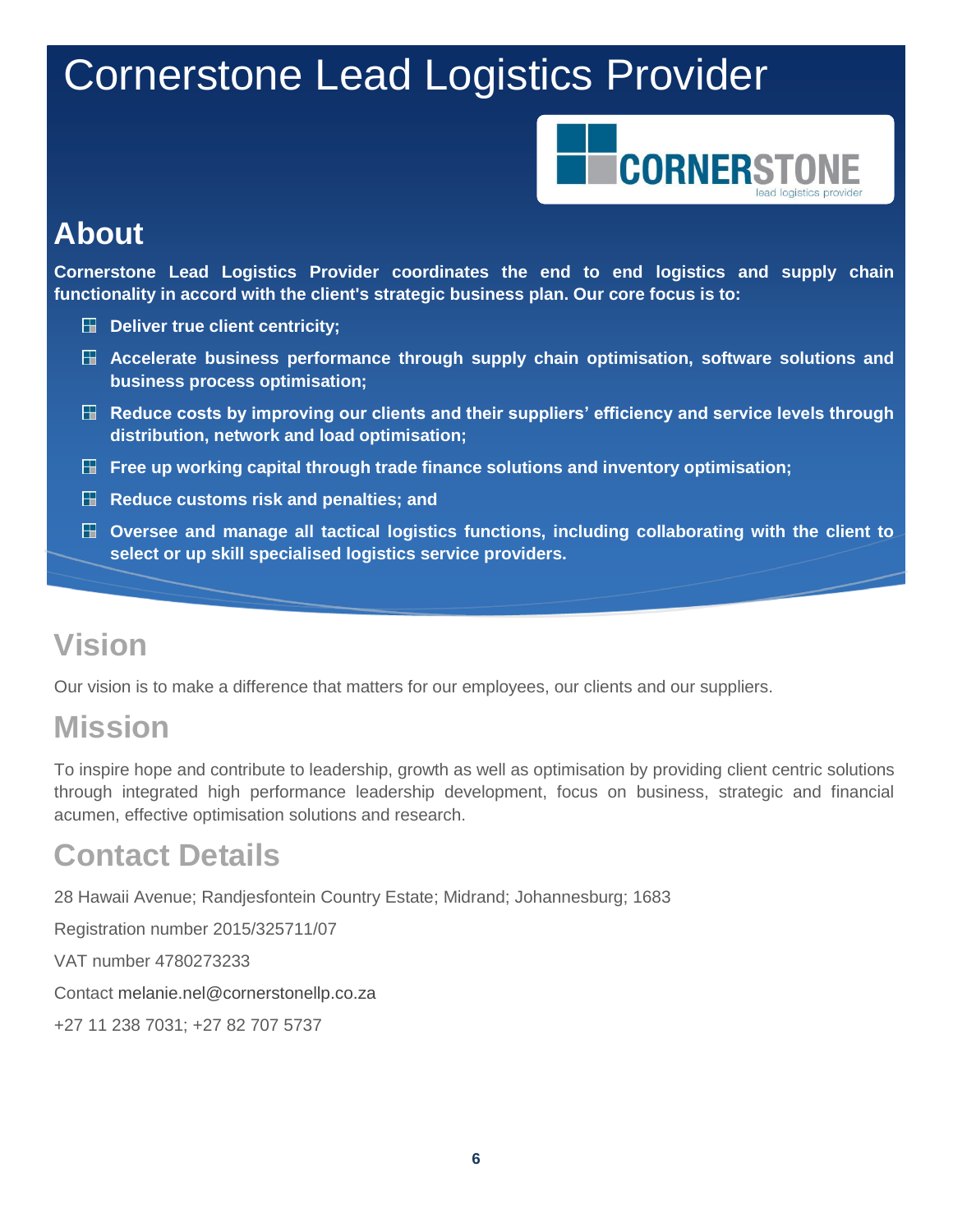# Cornerstone Lead Logistics Provider

## About

**Cornerstone Lead Logistics Provider coordinates the end to end logistics and supply chain functionality in accord with the client's strategic business plan. Our core focus is to:**

- **Deliver true client centricity;**
- **Accelerate business performance through supply chain optimisation, software solutions and business process optimisation;**
- **Reduce costs by improving our clients and their suppliers' efficiency and service levels through distribution, network and load optimisation;**
- **Free up working capital through trade finance solutions and inventory optimisation;**
- **Reduce customs risk and penalties; and**
- **Oversee and manage all tactical logistics functions, including collaborating with the client to select or up skill specialised logistics service providers.**

## Vision

Our vision is to make a difference that matters for our employees, our clients and our suppliers.

## Mission

To inspire hope and contribute to leadership, growth as well as optimisation by providing client centric solutions through integrated high performance leadership development, focus on business, strategic and financial acumen, effective optimisation solutions and research.

## Contact Details

28 Hawaii Avenue; Randjesfontein Country Estate; Midrand; Johannesburg; 1683

Registration number 2015/325711/07

VAT number 4780273233

Contact melanie.nel@cornerstonellp.co.za

+27 11 238 7031; +27 82 707 5737